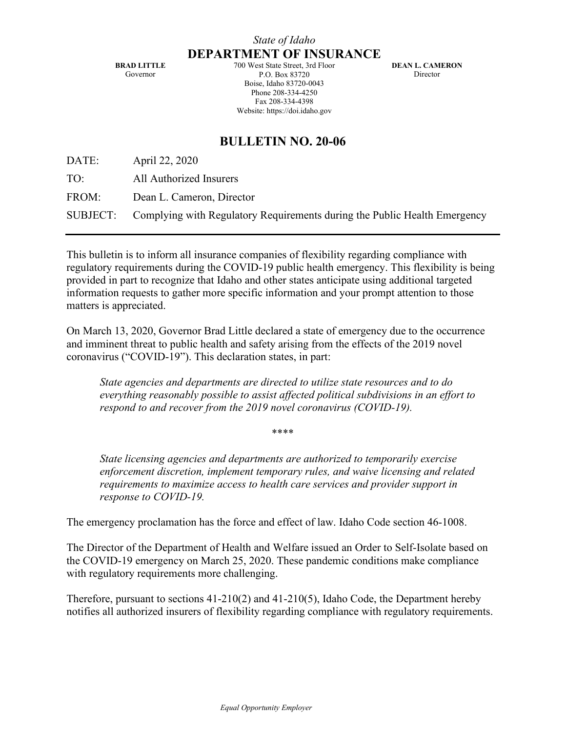*State of Idaho*

# DEPARTMENT OF INSURANCE

**BRAD LITTLE**
Governor

700 West State Street, 3rd Floor
P.O. Box 83720
Boise, Idaho 83720-0043
Phone 208-334-4250
Fax 208-334-4398
Website: https://doi.idaho.gov

**DEAN L. CAMERON**
Director

## BULLETIN NO. 20-06

DATE: April 22, 2020

TO: All Authorized Insurers

FROM: Dean L. Cameron, Director

SUBJECT: Complying with Regulatory Requirements during the Public Health Emergency

---

This bulletin is to inform all insurance companies of flexibility regarding compliance with regulatory requirements during the COVID-19 public health emergency. This flexibility is being provided in part to recognize that Idaho and other states anticipate using additional targeted information requests to gather more specific information and your prompt attention to those matters is appreciated.

On March 13, 2020, Governor Brad Little declared a state of emergency due to the occurrence and imminent threat to public health and safety arising from the effects of the 2019 novel coronavirus ("COVID-19"). This declaration states, in part:

> *State agencies and departments are directed to utilize state resources and to do everything reasonably possible to assist affected political subdivisions in an effort to respond to and recover from the 2019 novel coronavirus (COVID-19).*
>
> ****
>
> *State licensing agencies and departments are authorized to temporarily exercise enforcement discretion, implement temporary rules, and waive licensing and related requirements to maximize access to health care services and provider support in response to COVID-19.*

The emergency proclamation has the force and effect of law. Idaho Code section 46-1008.

The Director of the Department of Health and Welfare issued an Order to Self-Isolate based on the COVID-19 emergency on March 25, 2020. These pandemic conditions make compliance with regulatory requirements more challenging.

Therefore, pursuant to sections 41-210(2) and 41-210(5), Idaho Code, the Department hereby notifies all authorized insurers of flexibility regarding compliance with regulatory requirements.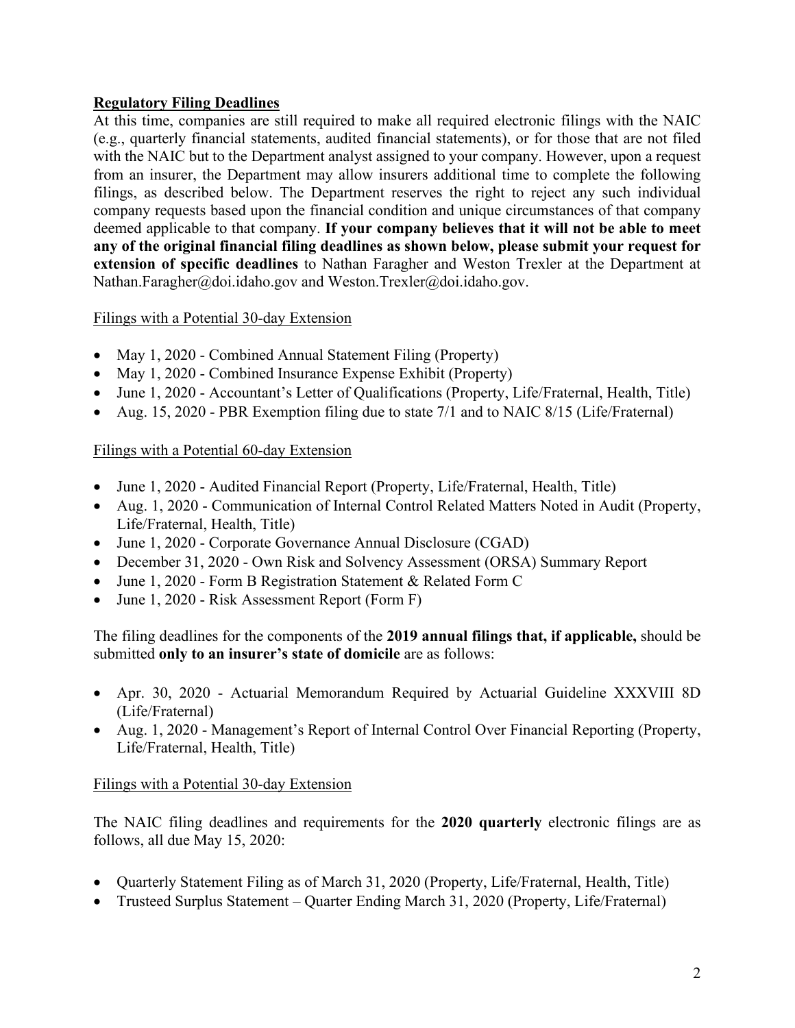**Regulatory Filing Deadlines**

At this time, companies are still required to make all required electronic filings with the NAIC (e.g., quarterly financial statements, audited financial statements), or for those that are not filed with the NAIC but to the Department analyst assigned to your company. However, upon a request from an insurer, the Department may allow insurers additional time to complete the following filings, as described below. The Department reserves the right to reject any such individual company requests based upon the financial condition and unique circumstances of that company deemed applicable to that company. **If your company believes that it will not be able to meet any of the original financial filing deadlines as shown below, please submit your request for extension of specific deadlines** to Nathan Faragher and Weston Trexler at the Department at Nathan.Faragher@doi.idaho.gov and Weston.Trexler@doi.idaho.gov.

Filings with a Potential 30-day Extension

- May 1, 2020 - Combined Annual Statement Filing (Property)
- May 1, 2020 - Combined Insurance Expense Exhibit (Property)
- June 1, 2020 - Accountant's Letter of Qualifications (Property, Life/Fraternal, Health, Title)
- Aug. 15, 2020 - PBR Exemption filing due to state 7/1 and to NAIC 8/15 (Life/Fraternal)

Filings with a Potential 60-day Extension

- June 1, 2020 - Audited Financial Report (Property, Life/Fraternal, Health, Title)
- Aug. 1, 2020 - Communication of Internal Control Related Matters Noted in Audit (Property, Life/Fraternal, Health, Title)
- June 1, 2020 - Corporate Governance Annual Disclosure (CGAD)
- December 31, 2020 - Own Risk and Solvency Assessment (ORSA) Summary Report
- June 1, 2020 - Form B Registration Statement & Related Form C
- June 1, 2020 - Risk Assessment Report (Form F)

The filing deadlines for the components of the **2019 annual filings that, if applicable,** should be submitted **only to an insurer's state of domicile** are as follows:

- Apr. 30, 2020 - Actuarial Memorandum Required by Actuarial Guideline XXXVIII 8D (Life/Fraternal)
- Aug. 1, 2020 - Management's Report of Internal Control Over Financial Reporting (Property, Life/Fraternal, Health, Title)

Filings with a Potential 30-day Extension

The NAIC filing deadlines and requirements for the **2020 quarterly** electronic filings are as follows, all due May 15, 2020:

- Quarterly Statement Filing as of March 31, 2020 (Property, Life/Fraternal, Health, Title)
- Trusteed Surplus Statement – Quarter Ending March 31, 2020 (Property, Life/Fraternal)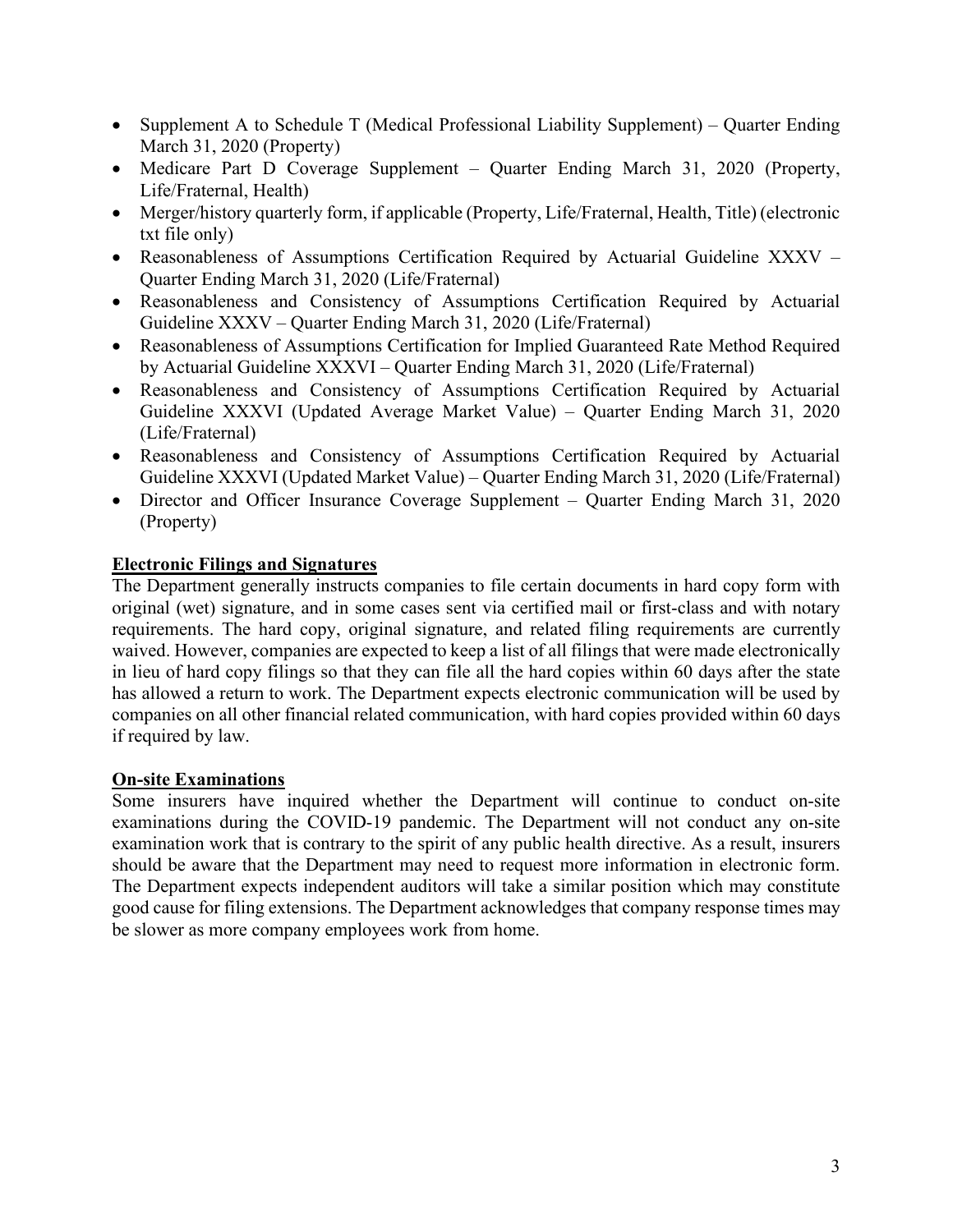- Supplement A to Schedule T (Medical Professional Liability Supplement) – Quarter Ending March 31, 2020 (Property)
- Medicare Part D Coverage Supplement – Quarter Ending March 31, 2020 (Property, Life/Fraternal, Health)
- Merger/history quarterly form, if applicable (Property, Life/Fraternal, Health, Title) (electronic txt file only)
- Reasonableness of Assumptions Certification Required by Actuarial Guideline XXXV – Quarter Ending March 31, 2020 (Life/Fraternal)
- Reasonableness and Consistency of Assumptions Certification Required by Actuarial Guideline XXXV – Quarter Ending March 31, 2020 (Life/Fraternal)
- Reasonableness of Assumptions Certification for Implied Guaranteed Rate Method Required by Actuarial Guideline XXXVI – Quarter Ending March 31, 2020 (Life/Fraternal)
- Reasonableness and Consistency of Assumptions Certification Required by Actuarial Guideline XXXVI (Updated Average Market Value) – Quarter Ending March 31, 2020 (Life/Fraternal)
- Reasonableness and Consistency of Assumptions Certification Required by Actuarial Guideline XXXVI (Updated Market Value) – Quarter Ending March 31, 2020 (Life/Fraternal)
- Director and Officer Insurance Coverage Supplement – Quarter Ending March 31, 2020 (Property)

**Electronic Filings and Signatures**

The Department generally instructs companies to file certain documents in hard copy form with original (wet) signature, and in some cases sent via certified mail or first-class and with notary requirements. The hard copy, original signature, and related filing requirements are currently waived. However, companies are expected to keep a list of all filings that were made electronically in lieu of hard copy filings so that they can file all the hard copies within 60 days after the state has allowed a return to work. The Department expects electronic communication will be used by companies on all other financial related communication, with hard copies provided within 60 days if required by law.

**On-site Examinations**

Some insurers have inquired whether the Department will continue to conduct on-site examinations during the COVID-19 pandemic. The Department will not conduct any on-site examination work that is contrary to the spirit of any public health directive. As a result, insurers should be aware that the Department may need to request more information in electronic form. The Department expects independent auditors will take a similar position which may constitute good cause for filing extensions. The Department acknowledges that company response times may be slower as more company employees work from home.